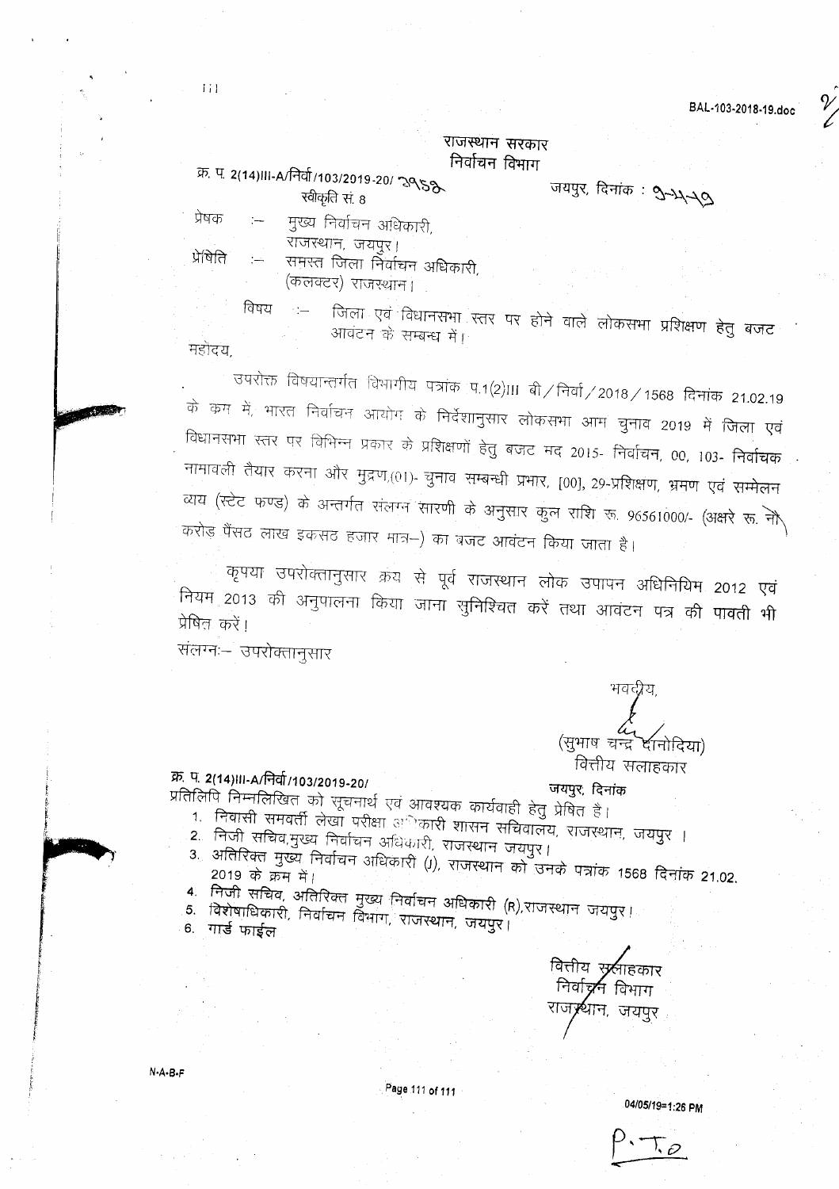BAL-103-2018-19.doc

राजस्थान सरकार
निर्वाचन विभाग

क्र. प. 2(14)III-A/निर्वा/103/2019-20/ २९५२
स्वीकृति सं. 8

जयपुर, दिनांक : 9-4-19

प्रेषक :– मुख्य निर्वाचन अधिकारी,
राजस्थान, जयपुर।

प्रेषिति :– समस्त जिला निर्वाचन अधिकारी,
(कलक्टर) राजस्थान।

विषय :– जिला एवं विधानसभा स्तर पर होने वाले लोकसभा प्रशिक्षण हेतु बजट आवंटन के सम्बन्ध में।

महोदय,

उपरोक्त विषयान्तर्गत विभागीय पत्रांक प.1(2)III बी/निर्वा/2018/1568 दिनांक 21.02.19 के क्रम में, भारत निर्वाचन आयोग के निर्देशानुसार लोकसभा आम चुनाव 2019 में जिला एवं विधानसभा स्तर पर विभिन्न प्रकार के प्रशिक्षणों हेतु बजट मद 2015- निर्वाचन, 00, 103- निर्वाचक नामावली तैयार करना और मुद्रण,(01)- चुनाव सम्बन्धी प्रभार, [00], 29-प्रशिक्षण, भ्रमण एवं सम्मेलन व्यय (स्टेट फण्ड) के अन्तर्गत संलग्न सारणी के अनुसार कुल राशि रू. 96561000/- (अक्षरे रू. नौ करोड़ पैंसठ लाख इकसठ हजार मात्र–) का बजट आवंटन किया जाता है।

कृपया उपरोक्तानुसार क्रय से पूर्व राजस्थान लोक उपापन अधिनियम 2012 एवं नियम 2013 की अनुपालना किया जाना सुनिश्चित करें तथा आवंटन पत्र की पावती भी प्रेषित करें।

संलग्नः– उपरोक्तानुसार

भवदीय,

(सुभाष चन्द्र दानोदिया)
वित्तीय सलाहकार

क्र. प. 2(14)III-A/निर्वा/103/2019-20/

जयपुर, दिनांक

प्रतिलिपि निम्नलिखित को सूचनार्थ एवं आवश्यक कार्यवाही हेतु प्रेषित है।

1. निवासी समवर्ती लेखा परीक्षा अधिकारी शासन सचिवालय, राजस्थान, जयपुर ।
2. निजी सचिव,मुख्य निर्वाचन अधिकारी, राजस्थान जयपुर।
3. अतिरिक्त मुख्य निर्वाचन अधिकारी (J), राजस्थान को उनके पत्रांक 1568 दिनांक 21.02.2019 के क्रम में।
4. निजी सचिव, अतिरिक्त मुख्य निर्वाचन अधिकारी (R),राजस्थान जयपुर।
5. विशेषाधिकारी, निर्वाचन विभाग, राजस्थान, जयपुर।
6. गार्ड फाईल

वित्तीय सलाहकार
निर्वाचन विभाग
राजस्थान, जयपुर

N-A-B-F

04/05/19=1:26 PM

P.T.O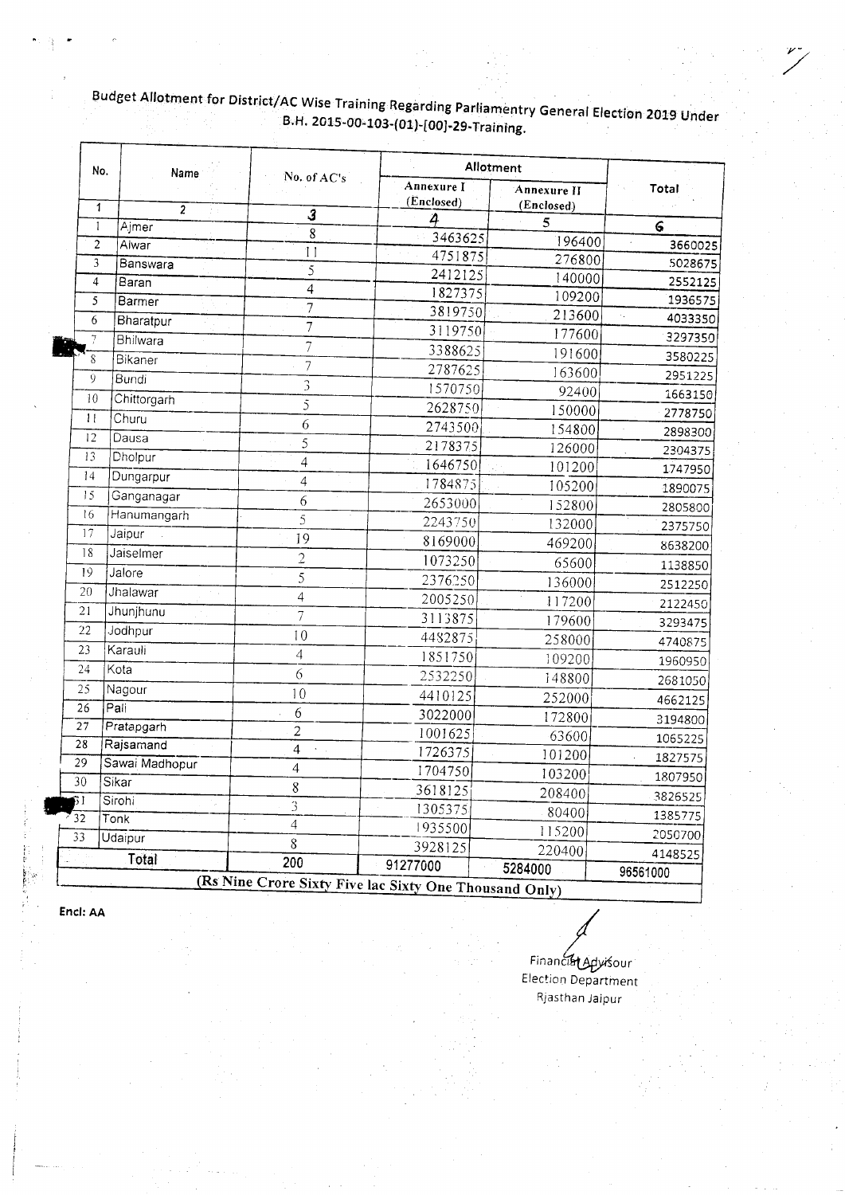# Budget Allotment for District/AC Wise Training Regarding Parliamentry General Election 2019 Under B.H. 2015-00-103-(01)-[00]-29-Training.

| No. | Name | No. of AC's | Allotment | | Total |
|---|---|---|---|---|---|
| | | | Annexure I (Enclosed) | Annexure II (Enclosed) | |
| 1 | 2 | 3 | 4 | 5 | 6 |
| 1 | Ajmer | 8 | 3463625 | 196400 | 3660025 |
| 2 | Alwar | 11 | 4751875 | 276800 | 5028675 |
| 3 | Banswara | 5 | 2412125 | 140000 | 2552125 |
| 4 | Baran | 4 | 1827375 | 109200 | 1936575 |
| 5 | Barmer | 7 | 3819750 | 213600 | 4033350 |
| 6 | Bharatpur | 7 | 3119750 | 177600 | 3297350 |
| 7 | Bhilwara | 7 | 3388625 | 191600 | 3580225 |
| 8 | Bikaner | 7 | 2787625 | 163600 | 2951225 |
| 9 | Bundi | 3 | 1570750 | 92400 | 1663150 |
| 10 | Chittorgarh | 5 | 2628750 | 150000 | 2778750 |
| 11 | Churu | 6 | 2743500 | 154800 | 2898300 |
| 12 | Dausa | 5 | 2178375 | 126000 | 2304375 |
| 13 | Dholpur | 4 | 1646750 | 101200 | 1747950 |
| 14 | Dungarpur | 4 | 1784875 | 105200 | 1890075 |
| 15 | Ganganagar | 6 | 2653000 | 152800 | 2805800 |
| 16 | Hanumangarh | 5 | 2243750 | 132000 | 2375750 |
| 17 | Jaipur | 19 | 8169000 | 469200 | 8638200 |
| 18 | Jaiselmer | 2 | 1073250 | 65600 | 1138850 |
| 19 | Jalore | 5 | 2376250 | 136000 | 2512250 |
| 20 | Jhalawar | 4 | 2005250 | 117200 | 2122450 |
| 21 | Jhunjhunu | 7 | 3113875 | 179600 | 3293475 |
| 22 | Jodhpur | 10 | 4482875 | 258000 | 4740875 |
| 23 | Karauli | 4 | 1851750 | 109200 | 1960950 |
| 24 | Kota | 6 | 2532250 | 148800 | 2681050 |
| 25 | Nagour | 10 | 4410125 | 252000 | 4662125 |
| 26 | Pali | 6 | 3022000 | 172800 | 3194800 |
| 27 | Pratapgarh | 2 | 1001625 | 63600 | 1065225 |
| 28 | Rajsamand | 4 | 1726375 | 101200 | 1827575 |
| 29 | Sawai Madhopur | 4 | 1704750 | 103200 | 1807950 |
| 30 | Sikar | 8 | 3618125 | 208400 | 3826525 |
| 31 | Sirohi | 3 | 1305375 | 80400 | 1385775 |
| 32 | Tonk | 4 | 1935500 | 115200 | 2050700 |
| 33 | Udaipur | 8 | 3928125 | 220400 | 4148525 |
| | Total | 200 | 91277000 | 5284000 | 96561000 |
| (Rs Nine Crore Sixty Five lac Sixty One Thousand Only) | | | | | |

Encl: AA

Financial Advisour
Election Department
Rjasthan Jaipur